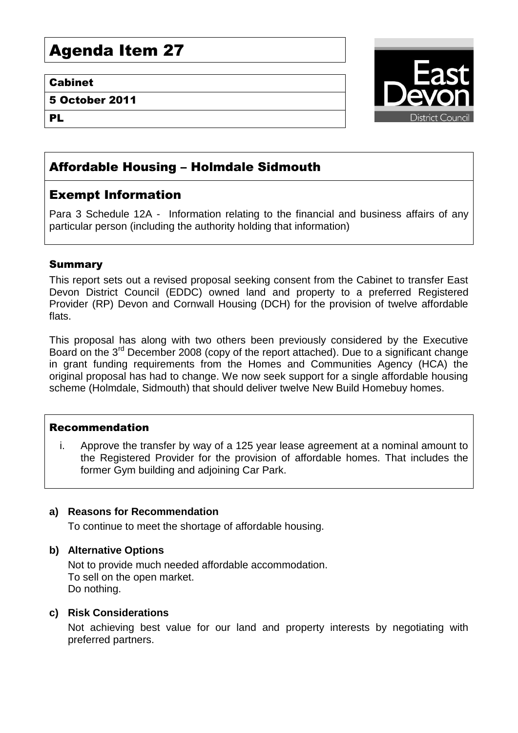# Agenda Item 27

**Cabinet**

**5 October 2011**

**PL**

East Devon District Council

## Affordable Housing – Holmdale Sidmouth

## Exempt Information

Para 3 Schedule 12A - Information relating to the financial and business affairs of any particular person (including the authority holding that information)

### Summary

This report sets out a revised proposal seeking consent from the Cabinet to transfer East Devon District Council (EDDC) owned land and property to a preferred Registered Provider (RP) Devon and Cornwall Housing (DCH) for the provision of twelve affordable flats.

This proposal has along with two others been previously considered by the Executive Board on the 3rd December 2008 (copy of the report attached). Due to a significant change in grant funding requirements from the Homes and Communities Agency (HCA) the original proposal has had to change. We now seek support for a single affordable housing scheme (Holmdale, Sidmouth) that should deliver twelve New Build Homebuy homes.

### Recommendation

i. Approve the transfer by way of a 125 year lease agreement at a nominal amount to the Registered Provider for the provision of affordable homes. That includes the former Gym building and adjoining Car Park.

**a) Reasons for Recommendation**

To continue to meet the shortage of affordable housing.

**b) Alternative Options**

Not to provide much needed affordable accommodation.
To sell on the open market.
Do nothing.

**c) Risk Considerations**

Not achieving best value for our land and property interests by negotiating with preferred partners.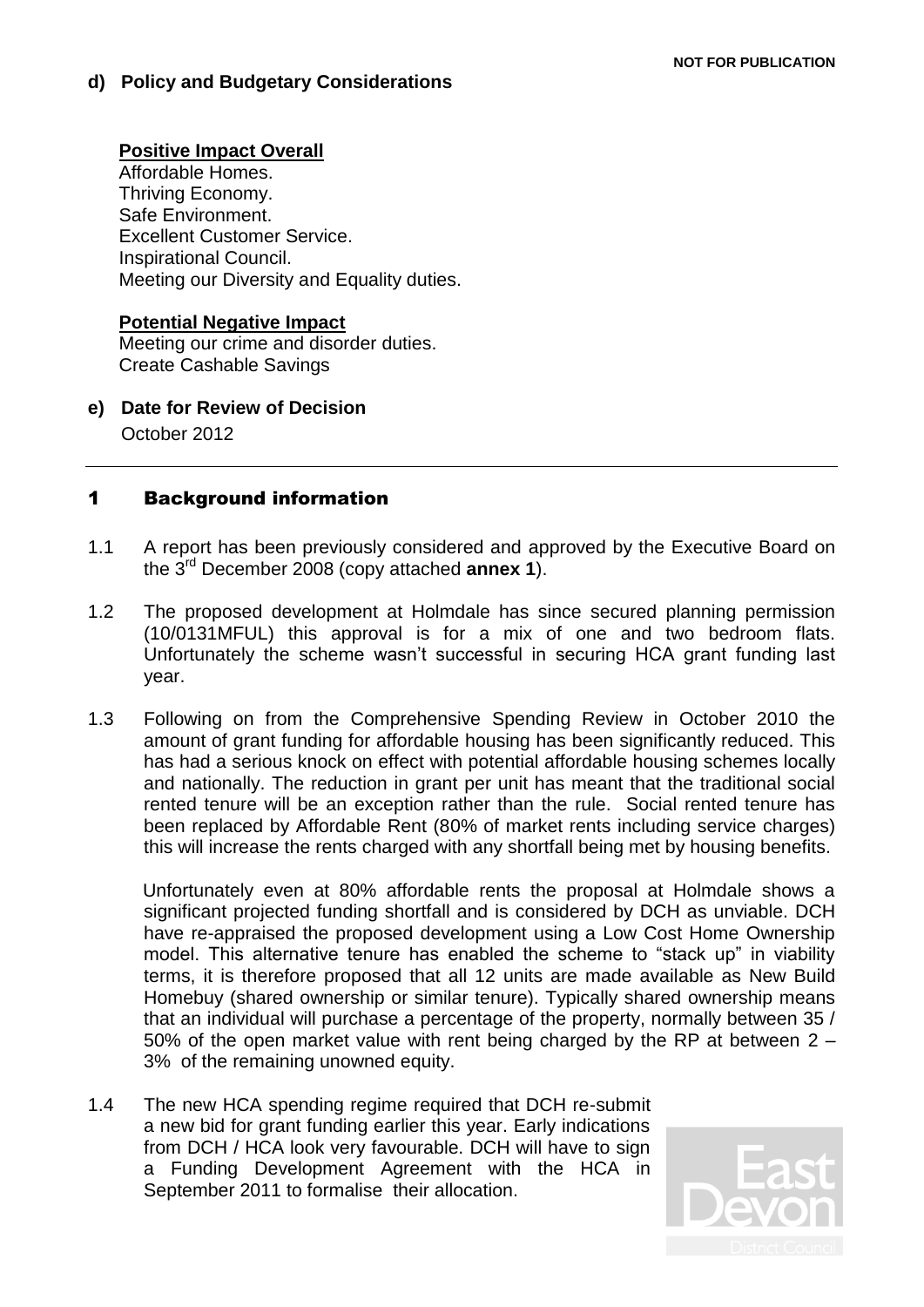NOT FOR PUBLICATION

**d) Policy and Budgetary Considerations**

**Positive Impact Overall**
Affordable Homes.
Thriving Economy.
Safe Environment.
Excellent Customer Service.
Inspirational Council.
Meeting our Diversity and Equality duties.

**Potential Negative Impact**
Meeting our crime and disorder duties.
Create Cashable Savings

**e) Date for Review of Decision**
October 2012

---

# 1 Background information

1.1 A report has been previously considered and approved by the Executive Board on the 3rd December 2008 (copy attached **annex 1**).

1.2 The proposed development at Holmdale has since secured planning permission (10/0131MFUL) this approval is for a mix of one and two bedroom flats. Unfortunately the scheme wasn't successful in securing HCA grant funding last year.

1.3 Following on from the Comprehensive Spending Review in October 2010 the amount of grant funding for affordable housing has been significantly reduced. This has had a serious knock on effect with potential affordable housing schemes locally and nationally. The reduction in grant per unit has meant that the traditional social rented tenure will be an exception rather than the rule. Social rented tenure has been replaced by Affordable Rent (80% of market rents including service charges) this will increase the rents charged with any shortfall being met by housing benefits.

Unfortunately even at 80% affordable rents the proposal at Holmdale shows a significant projected funding shortfall and is considered by DCH as unviable. DCH have re-appraised the proposed development using a Low Cost Home Ownership model. This alternative tenure has enabled the scheme to "stack up" in viability terms, it is therefore proposed that all 12 units are made available as New Build Homebuy (shared ownership or similar tenure). Typically shared ownership means that an individual will purchase a percentage of the property, normally between 35 / 50% of the open market value with rent being charged by the RP at between 2 – 3% of the remaining unowned equity.

1.4 The new HCA spending regime required that DCH re-submit a new bid for grant funding earlier this year. Early indications from DCH / HCA look very favourable. DCH will have to sign a Funding Development Agreement with the HCA in September 2011 to formalise their allocation.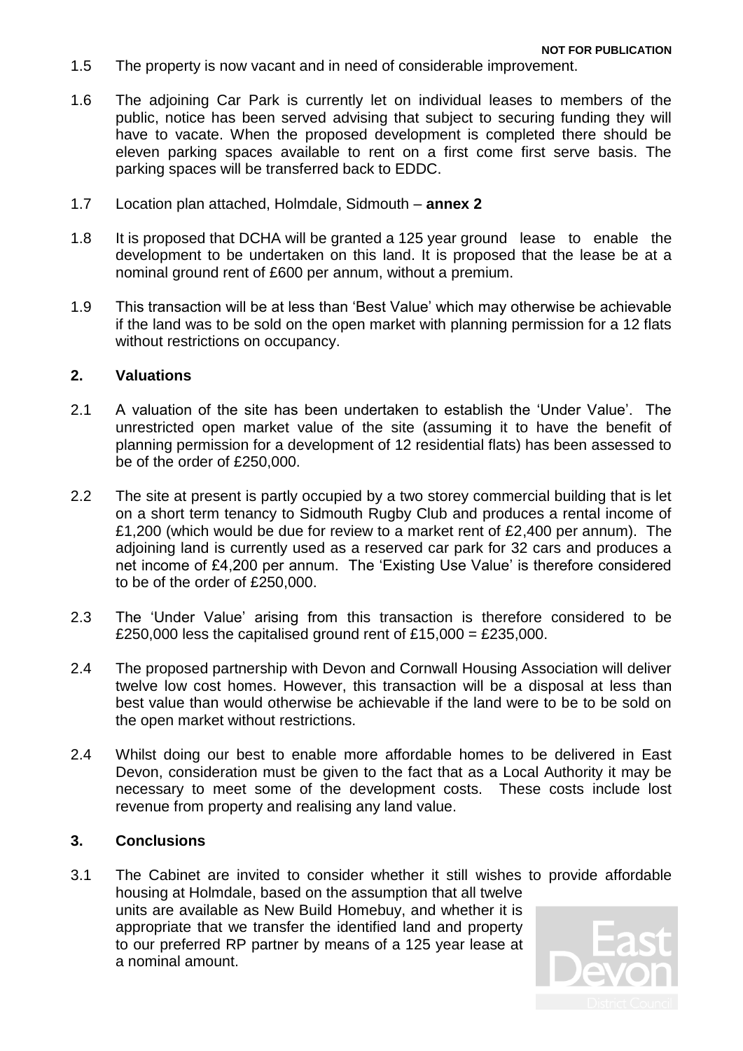**NOT FOR PUBLICATION**

1.5 The property is now vacant and in need of considerable improvement.

1.6 The adjoining Car Park is currently let on individual leases to members of the public, notice has been served advising that subject to securing funding they will have to vacate. When the proposed development is completed there should be eleven parking spaces available to rent on a first come first serve basis. The parking spaces will be transferred back to EDDC.

1.7 Location plan attached, Holmdale, Sidmouth – **annex 2**

1.8 It is proposed that DCHA will be granted a 125 year ground lease to enable the development to be undertaken on this land. It is proposed that the lease be at a nominal ground rent of £600 per annum, without a premium.

1.9 This transaction will be at less than 'Best Value' which may otherwise be achievable if the land was to be sold on the open market with planning permission for a 12 flats without restrictions on occupancy.

## 2. Valuations

2.1 A valuation of the site has been undertaken to establish the 'Under Value'. The unrestricted open market value of the site (assuming it to have the benefit of planning permission for a development of 12 residential flats) has been assessed to be of the order of £250,000.

2.2 The site at present is partly occupied by a two storey commercial building that is let on a short term tenancy to Sidmouth Rugby Club and produces a rental income of £1,200 (which would be due for review to a market rent of £2,400 per annum). The adjoining land is currently used as a reserved car park for 32 cars and produces a net income of £4,200 per annum. The 'Existing Use Value' is therefore considered to be of the order of £250,000.

2.3 The 'Under Value' arising from this transaction is therefore considered to be £250,000 less the capitalised ground rent of £15,000 = £235,000.

2.4 The proposed partnership with Devon and Cornwall Housing Association will deliver twelve low cost homes. However, this transaction will be a disposal at less than best value than would otherwise be achievable if the land were to be to be sold on the open market without restrictions.

2.4 Whilst doing our best to enable more affordable homes to be delivered in East Devon, consideration must be given to the fact that as a Local Authority it may be necessary to meet some of the development costs. These costs include lost revenue from property and realising any land value.

## 3. Conclusions

3.1 The Cabinet are invited to consider whether it still wishes to provide affordable housing at Holmdale, based on the assumption that all twelve units are available as New Build Homebuy, and whether it is appropriate that we transfer the identified land and property to our preferred RP partner by means of a 125 year lease at a nominal amount.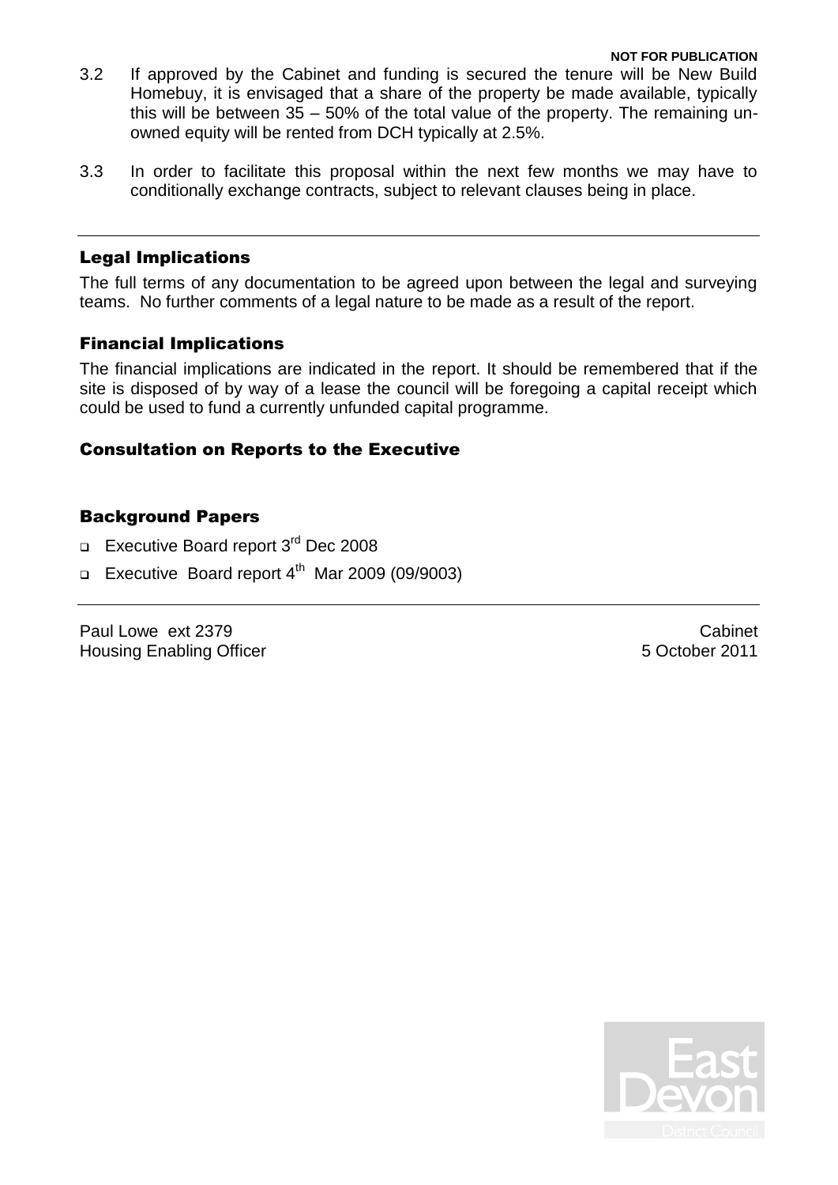**NOT FOR PUBLICATION**

3.2 If approved by the Cabinet and funding is secured the tenure will be New Build Homebuy, it is envisaged that a share of the property be made available, typically this will be between 35 – 50% of the total value of the property. The remaining un-owned equity will be rented from DCH typically at 2.5%.

3.3 In order to facilitate this proposal within the next few months we may have to conditionally exchange contracts, subject to relevant clauses being in place.

---

## Legal Implications

The full terms of any documentation to be agreed upon between the legal and surveying teams. No further comments of a legal nature to be made as a result of the report.

## Financial Implications

The financial implications are indicated in the report. It should be remembered that if the site is disposed of by way of a lease the council will be foregoing a capital receipt which could be used to fund a currently unfunded capital programme.

## Consultation on Reports to the Executive

## Background Papers

- Executive Board report 3rd Dec 2008
- Executive Board report 4th Mar 2009 (09/9003)

---

Paul Lowe ext 2379
Housing Enabling Officer

Cabinet
5 October 2011